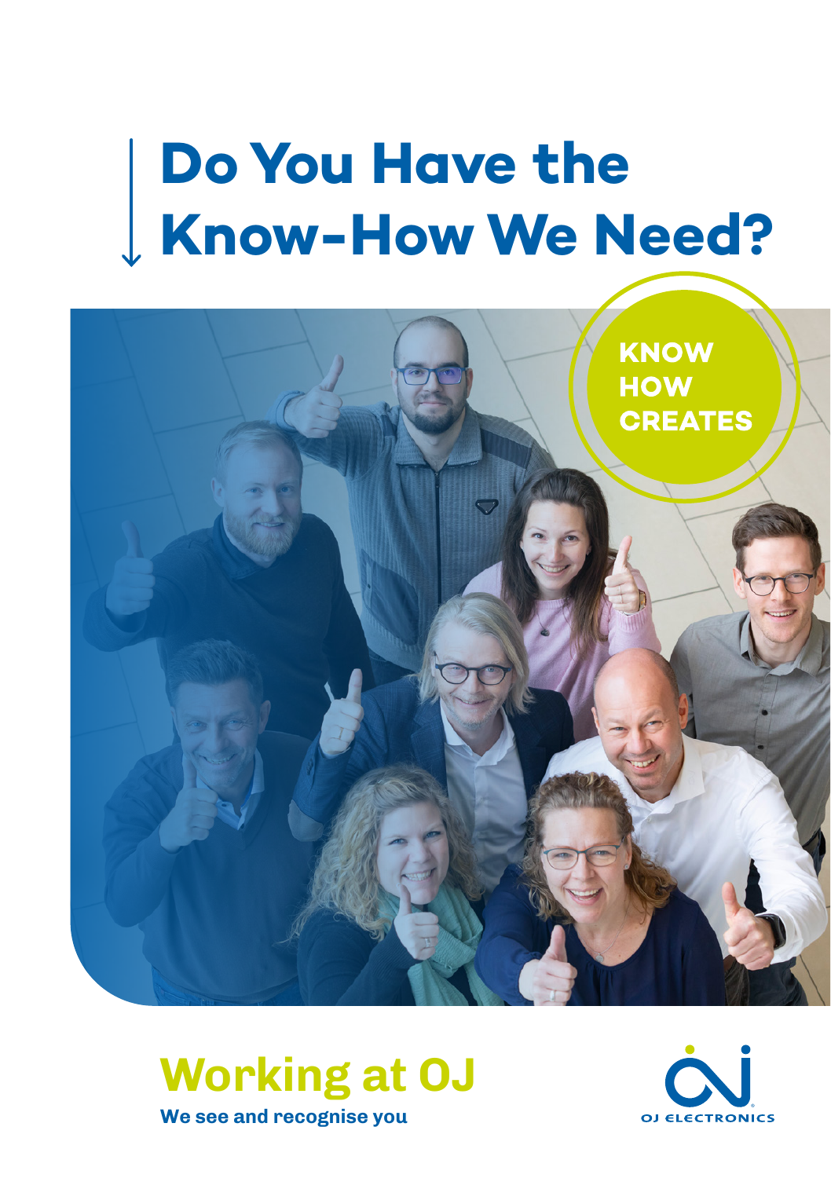# Do You Have the Know-How We Need?

KNOW HOW CREATES

## Working at OJ

**We see and recognise you**

OJ ELECTRONICS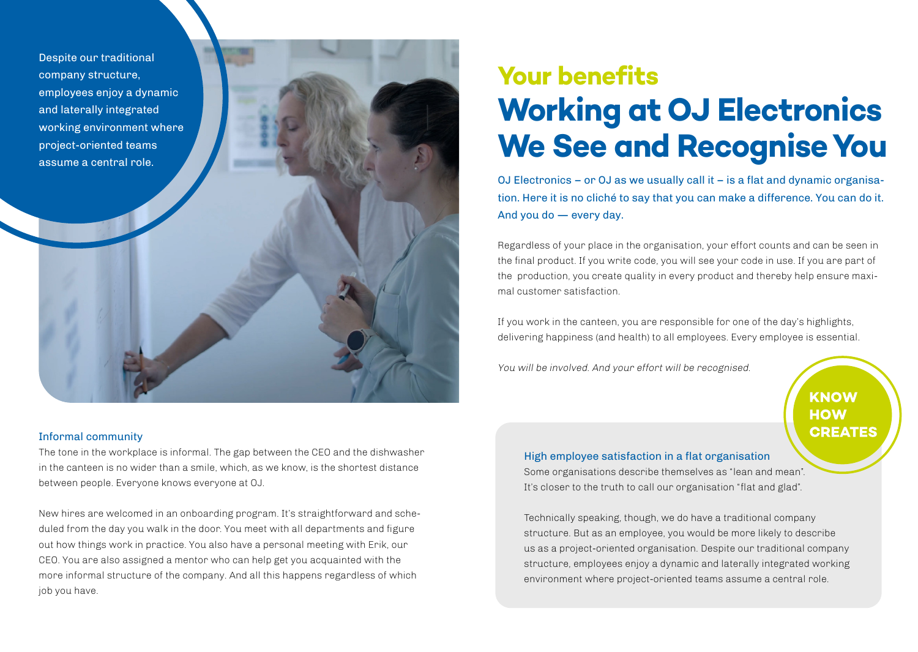Despite our traditional company structure, employees enjoy a dynamic and laterally integrated working environment where project-oriented teams assume a central role.

## Your benefits

# Working at OJ Electronics We See and Recognise You

OJ Electronics – or OJ as we usually call it – is a flat and dynamic organisation. Here it is no cliché to say that you can make a difference. You can do it. And you do — every day.

Regardless of your place in the organisation, your effort counts and can be seen in the final product. If you write code, you will see your code in use. If you are part of the production, you create quality in every product and thereby help ensure maximal customer satisfaction.

If you work in the canteen, you are responsible for one of the day's highlights, delivering happiness (and health) to all employees. Every employee is essential.

*You will be involved. And your effort will be recognised.*

**KNOW HOW CREATES**

### Informal community

The tone in the workplace is informal. The gap between the CEO and the dishwasher in the canteen is no wider than a smile, which, as we know, is the shortest distance between people. Everyone knows everyone at OJ.

New hires are welcomed in an onboarding program. It's straightforward and scheduled from the day you walk in the door. You meet with all departments and figure out how things work in practice. You also have a personal meeting with Erik, our CEO. You are also assigned a mentor who can help get you acquainted with the more informal structure of the company. And all this happens regardless of which job you have.

### High employee satisfaction in a flat organisation

Some organisations describe themselves as "lean and mean". It's closer to the truth to call our organisation "flat and glad".

Technically speaking, though, we do have a traditional company structure. But as an employee, you would be more likely to describe us as a project-oriented organisation. Despite our traditional company structure, employees enjoy a dynamic and laterally integrated working environment where project-oriented teams assume a central role.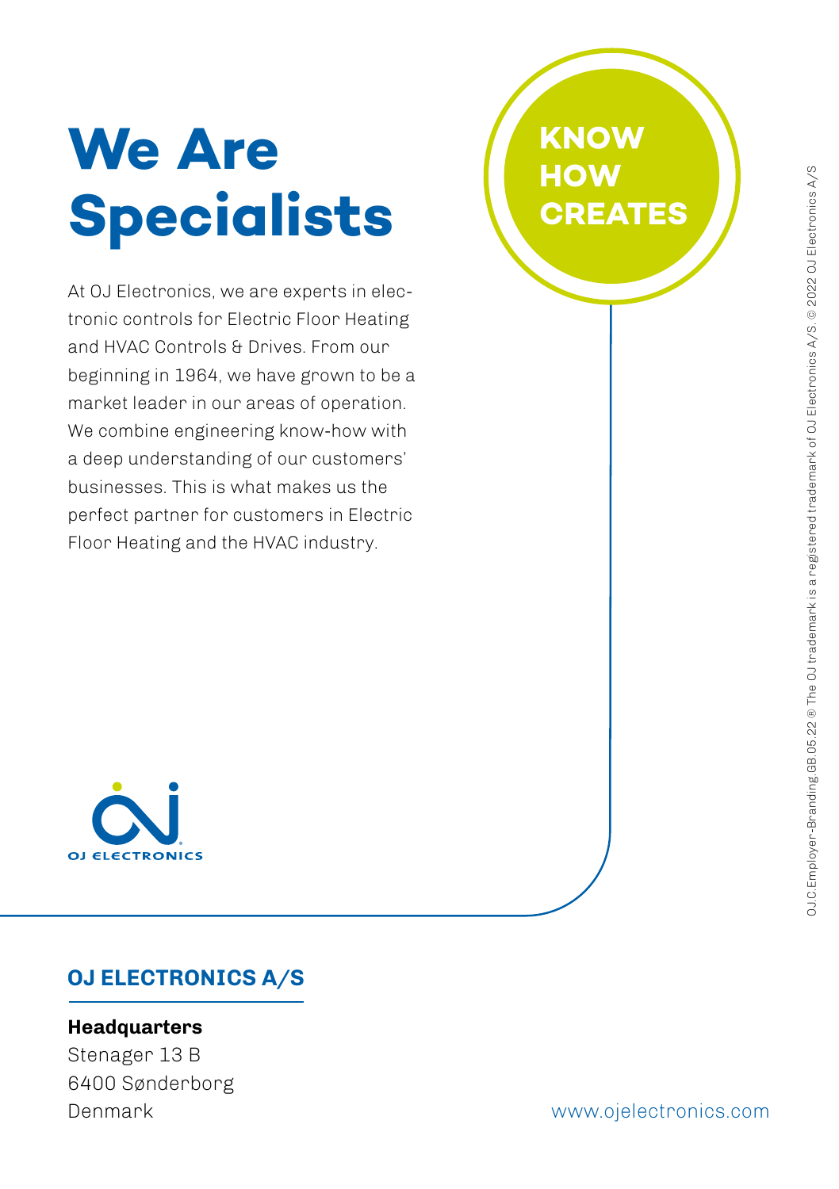# We Are Specialists

At OJ Electronics, we are experts in electronic controls for Electric Floor Heating and HVAC Controls & Drives. From our beginning in 1964, we have grown to be a market leader in our areas of operation. We combine engineering know-how with a deep understanding of our customers' businesses. This is what makes us the perfect partner for customers in Electric Floor Heating and the HVAC industry.

**KNOW HOW CREATES**

OJ ELECTRONICS

## OJ ELECTRONICS A/S

**Headquarters**
Stenager 13 B
6400 Sønderborg
Denmark

www.ojelectronics.com

OJ.C.Employer-Branding.GB.05.22 ® The OJ trademark is a registered trademark of OJ Electronics A/S. © 2022 OJ Electronics A/S